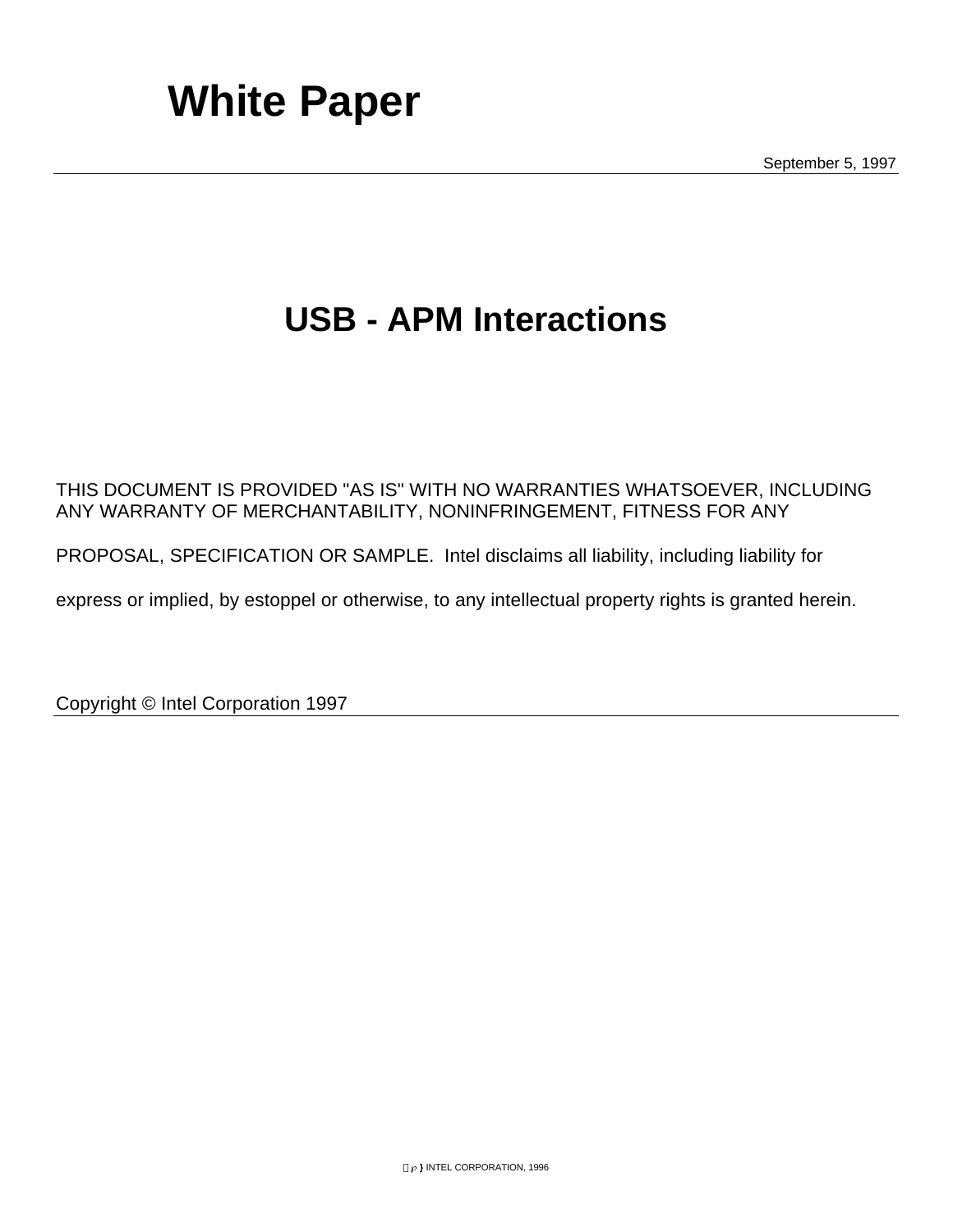# White Paper

September 5, 1997

## USB - APM Interactions

THIS DOCUMENT IS PROVIDED "AS IS" WITH NO WARRANTIES WHATSOEVER, INCLUDING ANY WARRANTY OF MERCHANTABILITY, NONINFRINGEMENT, FITNESS FOR ANY

PROPOSAL, SPECIFICATION OR SAMPLE. Intel disclaims all liability, including liability for

express or implied, by estoppel or otherwise, to any intellectual property rights is granted herein.

Copyright © Intel Corporation 1997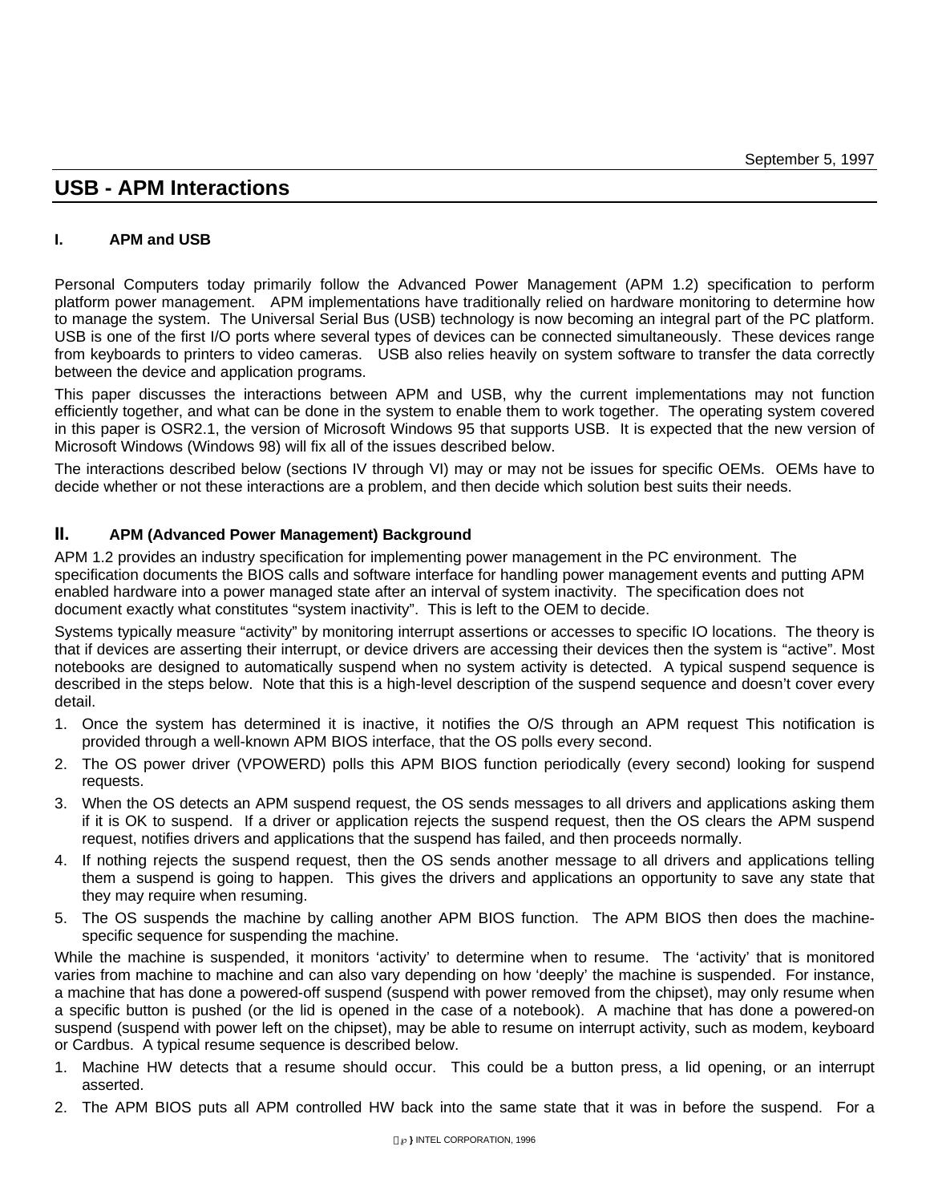September 5, 1997

# USB - APM Interactions

## I. APM and USB

Personal Computers today primarily follow the Advanced Power Management (APM 1.2) specification to perform platform power management. APM implementations have traditionally relied on hardware monitoring to determine how to manage the system. The Universal Serial Bus (USB) technology is now becoming an integral part of the PC platform. USB is one of the first I/O ports where several types of devices can be connected simultaneously. These devices range from keyboards to printers to video cameras. USB also relies heavily on system software to transfer the data correctly between the device and application programs.

This paper discusses the interactions between APM and USB, why the current implementations may not function efficiently together, and what can be done in the system to enable them to work together. The operating system covered in this paper is OSR2.1, the version of Microsoft Windows 95 that supports USB. It is expected that the new version of Microsoft Windows (Windows 98) will fix all of the issues described below.

The interactions described below (sections IV through VI) may or may not be issues for specific OEMs. OEMs have to decide whether or not these interactions are a problem, and then decide which solution best suits their needs.

## II. APM (Advanced Power Management) Background

APM 1.2 provides an industry specification for implementing power management in the PC environment. The specification documents the BIOS calls and software interface for handling power management events and putting APM enabled hardware into a power managed state after an interval of system inactivity. The specification does not document exactly what constitutes "system inactivity". This is left to the OEM to decide.

Systems typically measure "activity" by monitoring interrupt assertions or accesses to specific IO locations. The theory is that if devices are asserting their interrupt, or device drivers are accessing their devices then the system is "active". Most notebooks are designed to automatically suspend when no system activity is detected. A typical suspend sequence is described in the steps below. Note that this is a high-level description of the suspend sequence and doesn't cover every detail.

1. Once the system has determined it is inactive, it notifies the O/S through an APM request This notification is provided through a well-known APM BIOS interface, that the OS polls every second.
2. The OS power driver (VPOWERD) polls this APM BIOS function periodically (every second) looking for suspend requests.
3. When the OS detects an APM suspend request, the OS sends messages to all drivers and applications asking them if it is OK to suspend. If a driver or application rejects the suspend request, then the OS clears the APM suspend request, notifies drivers and applications that the suspend has failed, and then proceeds normally.
4. If nothing rejects the suspend request, then the OS sends another message to all drivers and applications telling them a suspend is going to happen. This gives the drivers and applications an opportunity to save any state that they may require when resuming.
5. The OS suspends the machine by calling another APM BIOS function. The APM BIOS then does the machine-specific sequence for suspending the machine.

While the machine is suspended, it monitors 'activity' to determine when to resume. The 'activity' that is monitored varies from machine to machine and can also vary depending on how 'deeply' the machine is suspended. For instance, a machine that has done a powered-off suspend (suspend with power removed from the chipset), may only resume when a specific button is pushed (or the lid is opened in the case of a notebook). A machine that has done a powered-on suspend (suspend with power left on the chipset), may be able to resume on interrupt activity, such as modem, keyboard or Cardbus. A typical resume sequence is described below.

1. Machine HW detects that a resume should occur. This could be a button press, a lid opening, or an interrupt asserted.
2. The APM BIOS puts all APM controlled HW back into the same state that it was in before the suspend. For a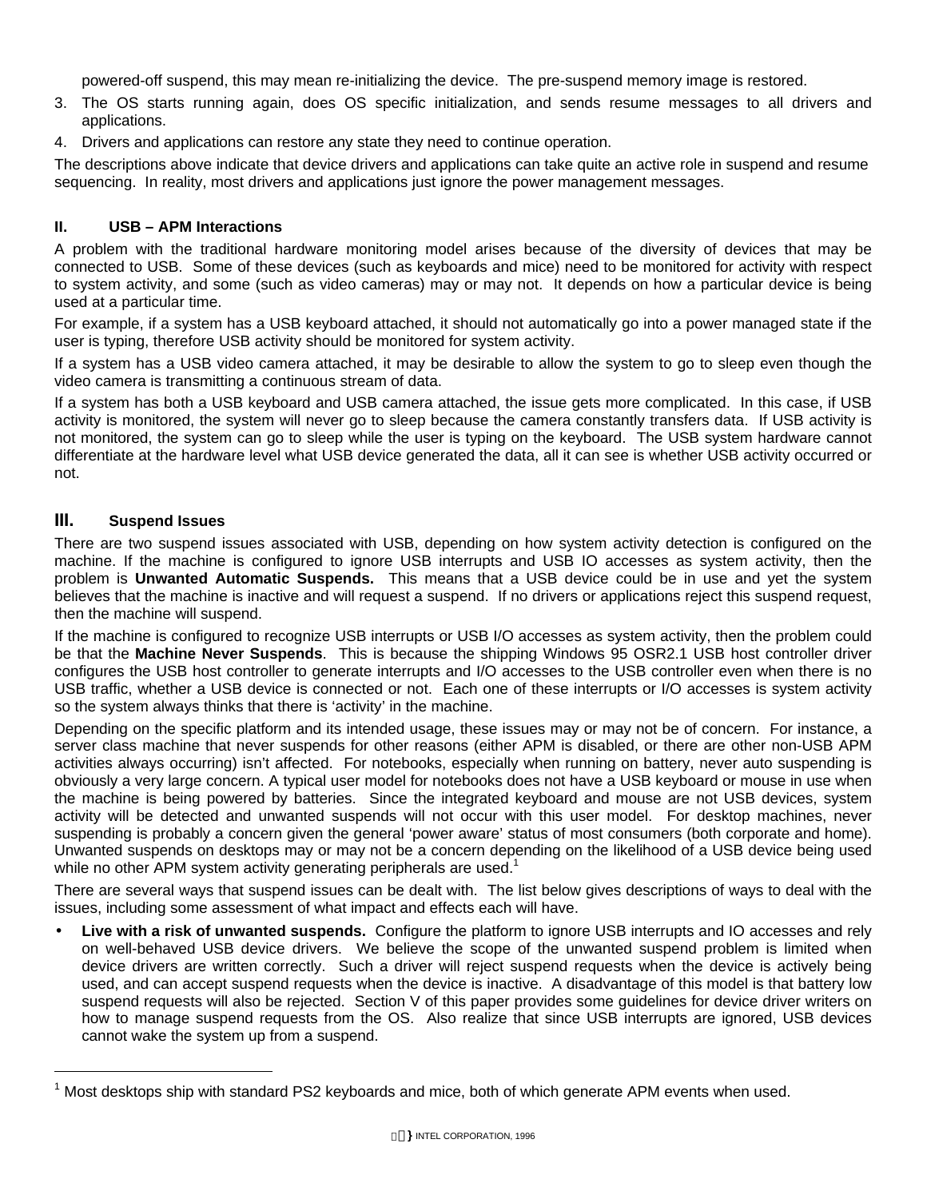powered-off suspend, this may mean re-initializing the device. The pre-suspend memory image is restored.

3. The OS starts running again, does OS specific initialization, and sends resume messages to all drivers and applications.
4. Drivers and applications can restore any state they need to continue operation.

The descriptions above indicate that device drivers and applications can take quite an active role in suspend and resume sequencing. In reality, most drivers and applications just ignore the power management messages.

## II. USB – APM Interactions

A problem with the traditional hardware monitoring model arises because of the diversity of devices that may be connected to USB. Some of these devices (such as keyboards and mice) need to be monitored for activity with respect to system activity, and some (such as video cameras) may or may not. It depends on how a particular device is being used at a particular time.

For example, if a system has a USB keyboard attached, it should not automatically go into a power managed state if the user is typing, therefore USB activity should be monitored for system activity.

If a system has a USB video camera attached, it may be desirable to allow the system to go to sleep even though the video camera is transmitting a continuous stream of data.

If a system has both a USB keyboard and USB camera attached, the issue gets more complicated. In this case, if USB activity is monitored, the system will never go to sleep because the camera constantly transfers data. If USB activity is not monitored, the system can go to sleep while the user is typing on the keyboard. The USB system hardware cannot differentiate at the hardware level what USB device generated the data, all it can see is whether USB activity occurred or not.

## III. Suspend Issues

There are two suspend issues associated with USB, depending on how system activity detection is configured on the machine. If the machine is configured to ignore USB interrupts and USB IO accesses as system activity, then the problem is **Unwanted Automatic Suspends.** This means that a USB device could be in use and yet the system believes that the machine is inactive and will request a suspend. If no drivers or applications reject this suspend request, then the machine will suspend.

If the machine is configured to recognize USB interrupts or USB I/O accesses as system activity, then the problem could be that the **Machine Never Suspends**. This is because the shipping Windows 95 OSR2.1 USB host controller driver configures the USB host controller to generate interrupts and I/O accesses to the USB controller even when there is no USB traffic, whether a USB device is connected or not. Each one of these interrupts or I/O accesses is system activity so the system always thinks that there is 'activity' in the machine.

Depending on the specific platform and its intended usage, these issues may or may not be of concern. For instance, a server class machine that never suspends for other reasons (either APM is disabled, or there are other non-USB APM activities always occurring) isn't affected. For notebooks, especially when running on battery, never auto suspending is obviously a very large concern. A typical user model for notebooks does not have a USB keyboard or mouse in use when the machine is being powered by batteries. Since the integrated keyboard and mouse are not USB devices, system activity will be detected and unwanted suspends will not occur with this user model. For desktop machines, never suspending is probably a concern given the general 'power aware' status of most consumers (both corporate and home). Unwanted suspends on desktops may or may not be a concern depending on the likelihood of a USB device being used while no other APM system activity generating peripherals are used.[1]

There are several ways that suspend issues can be dealt with. The list below gives descriptions of ways to deal with the issues, including some assessment of what impact and effects each will have.

- **Live with a risk of unwanted suspends.** Configure the platform to ignore USB interrupts and IO accesses and rely on well-behaved USB device drivers. We believe the scope of the unwanted suspend problem is limited when device drivers are written correctly. Such a driver will reject suspend requests when the device is actively being used, and can accept suspend requests when the device is inactive. A disadvantage of this model is that battery low suspend requests will also be rejected. Section V of this paper provides some guidelines for device driver writers on how to manage suspend requests from the OS. Also realize that since USB interrupts are ignored, USB devices cannot wake the system up from a suspend.

[1] Most desktops ship with standard PS2 keyboards and mice, both of which generate APM events when used.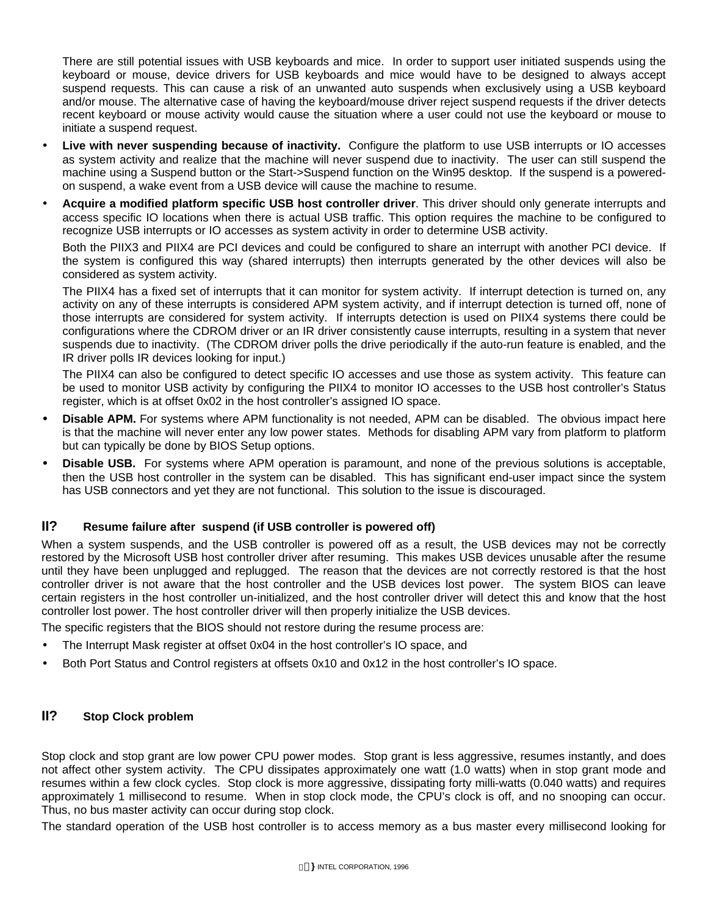There are still potential issues with USB keyboards and mice. In order to support user initiated suspends using the keyboard or mouse, device drivers for USB keyboards and mice would have to be designed to always accept suspend requests. This can cause a risk of an unwanted auto suspends when exclusively using a USB keyboard and/or mouse. The alternative case of having the keyboard/mouse driver reject suspend requests if the driver detects recent keyboard or mouse activity would cause the situation where a user could not use the keyboard or mouse to initiate a suspend request.

- **Live with never suspending because of inactivity.** Configure the platform to use USB interrupts or IO accesses as system activity and realize that the machine will never suspend due to inactivity. The user can still suspend the machine using a Suspend button or the Start->Suspend function on the Win95 desktop. If the suspend is a powered-on suspend, a wake event from a USB device will cause the machine to resume.
- **Acquire a modified platform specific USB host controller driver**. This driver should only generate interrupts and access specific IO locations when there is actual USB traffic. This option requires the machine to be configured to recognize USB interrupts or IO accesses as system activity in order to determine USB activity.

  Both the PIIX3 and PIIX4 are PCI devices and could be configured to share an interrupt with another PCI device. If the system is configured this way (shared interrupts) then interrupts generated by the other devices will also be considered as system activity.

  The PIIX4 has a fixed set of interrupts that it can monitor for system activity. If interrupt detection is turned on, any activity on any of these interrupts is considered APM system activity, and if interrupt detection is turned off, none of those interrupts are considered for system activity. If interrupts detection is used on PIIX4 systems there could be configurations where the CDROM driver or an IR driver consistently cause interrupts, resulting in a system that never suspends due to inactivity. (The CDROM driver polls the drive periodically if the auto-run feature is enabled, and the IR driver polls IR devices looking for input.)

  The PIIX4 can also be configured to detect specific IO accesses and use those as system activity. This feature can be used to monitor USB activity by configuring the PIIX4 to monitor IO accesses to the USB host controller's Status register, which is at offset 0x02 in the host controller's assigned IO space.
- **Disable APM.** For systems where APM functionality is not needed, APM can be disabled. The obvious impact here is that the machine will never enter any low power states. Methods for disabling APM vary from platform to platform but can typically be done by BIOS Setup options.
- **Disable USB.** For systems where APM operation is paramount, and none of the previous solutions is acceptable, then the USB host controller in the system can be disabled. This has significant end-user impact since the system has USB connectors and yet they are not functional. This solution to the issue is discouraged.

## II? Resume failure after suspend (if USB controller is powered off)

When a system suspends, and the USB controller is powered off as a result, the USB devices may not be correctly restored by the Microsoft USB host controller driver after resuming. This makes USB devices unusable after the resume until they have been unplugged and replugged. The reason that the devices are not correctly restored is that the host controller driver is not aware that the host controller and the USB devices lost power. The system BIOS can leave certain registers in the host controller un-initialized, and the host controller driver will detect this and know that the host controller lost power. The host controller driver will then properly initialize the USB devices.

The specific registers that the BIOS should not restore during the resume process are:

- The Interrupt Mask register at offset 0x04 in the host controller's IO space, and
- Both Port Status and Control registers at offsets 0x10 and 0x12 in the host controller's IO space.

## II? Stop Clock problem

Stop clock and stop grant are low power CPU power modes. Stop grant is less aggressive, resumes instantly, and does not affect other system activity. The CPU dissipates approximately one watt (1.0 watts) when in stop grant mode and resumes within a few clock cycles. Stop clock is more aggressive, dissipating forty milli-watts (0.040 watts) and requires approximately 1 millisecond to resume. When in stop clock mode, the CPU's clock is off, and no snooping can occur. Thus, no bus master activity can occur during stop clock.

The standard operation of the USB host controller is to access memory as a bus master every millisecond looking for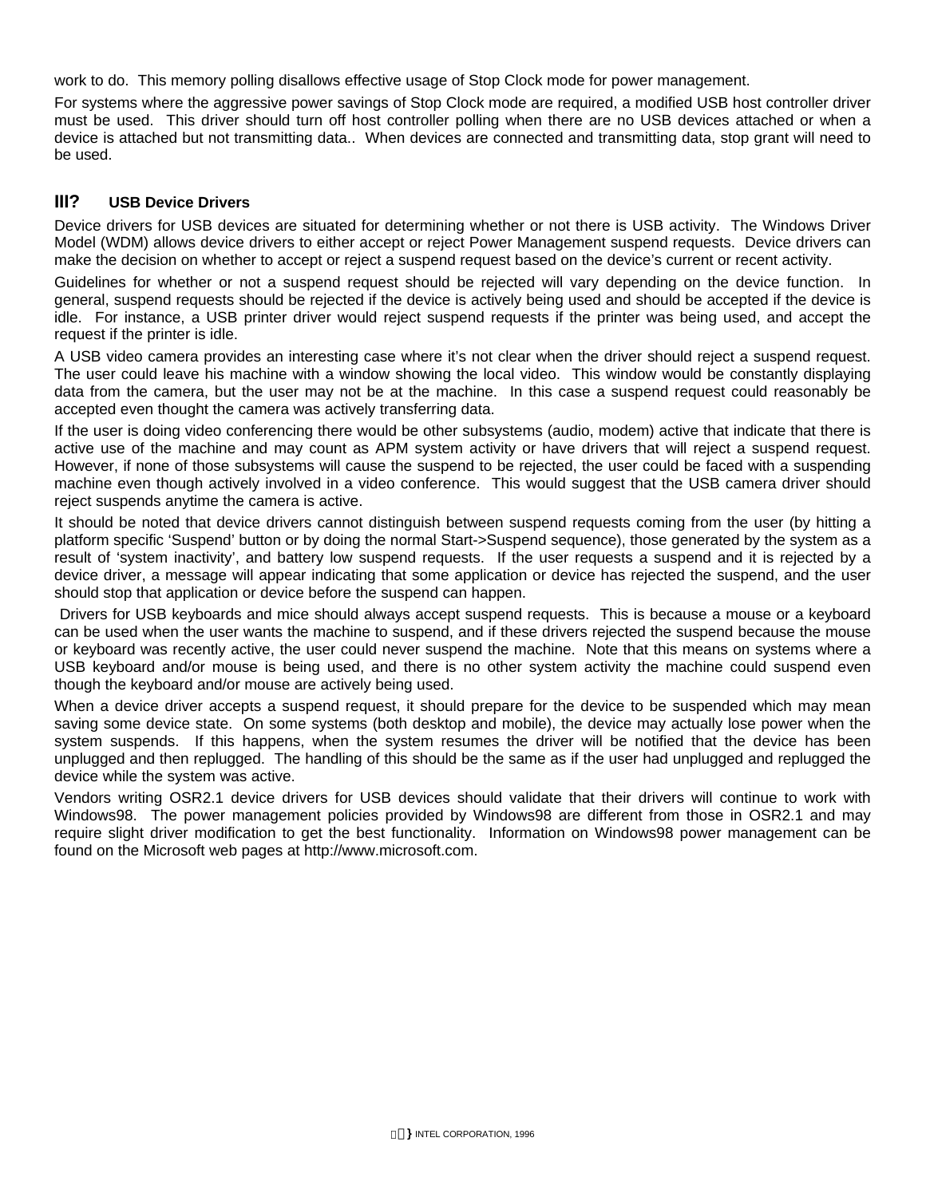work to do. This memory polling disallows effective usage of Stop Clock mode for power management.

For systems where the aggressive power savings of Stop Clock mode are required, a modified USB host controller driver must be used. This driver should turn off host controller polling when there are no USB devices attached or when a device is attached but not transmitting data.. When devices are connected and transmitting data, stop grant will need to be used.

## III? USB Device Drivers

Device drivers for USB devices are situated for determining whether or not there is USB activity. The Windows Driver Model (WDM) allows device drivers to either accept or reject Power Management suspend requests. Device drivers can make the decision on whether to accept or reject a suspend request based on the device's current or recent activity.

Guidelines for whether or not a suspend request should be rejected will vary depending on the device function. In general, suspend requests should be rejected if the device is actively being used and should be accepted if the device is idle. For instance, a USB printer driver would reject suspend requests if the printer was being used, and accept the request if the printer is idle.

A USB video camera provides an interesting case where it's not clear when the driver should reject a suspend request. The user could leave his machine with a window showing the local video. This window would be constantly displaying data from the camera, but the user may not be at the machine. In this case a suspend request could reasonably be accepted even thought the camera was actively transferring data.

If the user is doing video conferencing there would be other subsystems (audio, modem) active that indicate that there is active use of the machine and may count as APM system activity or have drivers that will reject a suspend request. However, if none of those subsystems will cause the suspend to be rejected, the user could be faced with a suspending machine even though actively involved in a video conference. This would suggest that the USB camera driver should reject suspends anytime the camera is active.

It should be noted that device drivers cannot distinguish between suspend requests coming from the user (by hitting a platform specific 'Suspend' button or by doing the normal Start->Suspend sequence), those generated by the system as a result of 'system inactivity', and battery low suspend requests. If the user requests a suspend and it is rejected by a device driver, a message will appear indicating that some application or device has rejected the suspend, and the user should stop that application or device before the suspend can happen.

Drivers for USB keyboards and mice should always accept suspend requests. This is because a mouse or a keyboard can be used when the user wants the machine to suspend, and if these drivers rejected the suspend because the mouse or keyboard was recently active, the user could never suspend the machine. Note that this means on systems where a USB keyboard and/or mouse is being used, and there is no other system activity the machine could suspend even though the keyboard and/or mouse are actively being used.

When a device driver accepts a suspend request, it should prepare for the device to be suspended which may mean saving some device state. On some systems (both desktop and mobile), the device may actually lose power when the system suspends. If this happens, when the system resumes the driver will be notified that the device has been unplugged and then replugged. The handling of this should be the same as if the user had unplugged and replugged the device while the system was active.

Vendors writing OSR2.1 device drivers for USB devices should validate that their drivers will continue to work with Windows98. The power management policies provided by Windows98 are different from those in OSR2.1 and may require slight driver modification to get the best functionality. Information on Windows98 power management can be found on the Microsoft web pages at http://www.microsoft.com.